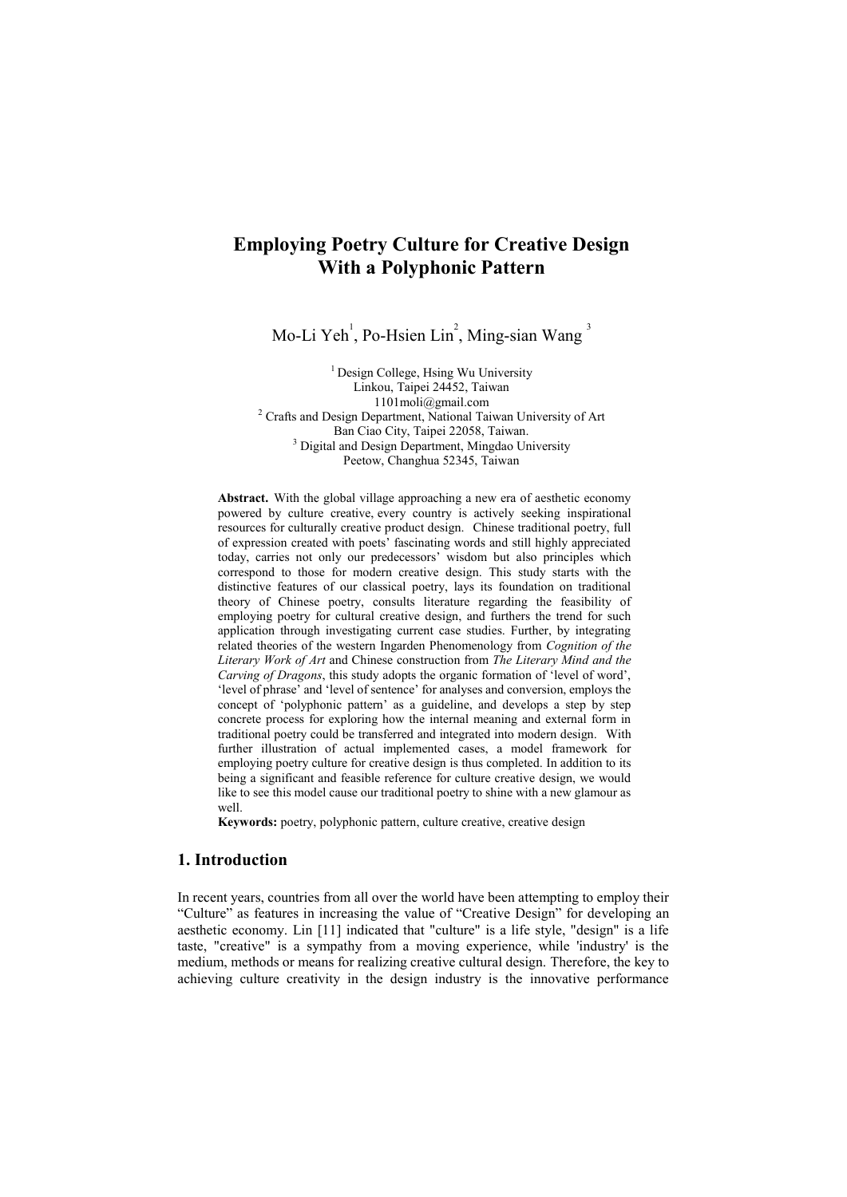# Employing Poetry Culture for Creative Design With a Polyphonic Pattern

Mo-Li Yeh[1], Po-Hsien Lin[2], Ming-sian Wang[3]

[1] Design College, Hsing Wu University
Linkou, Taipei 24452, Taiwan
1101moli@gmail.com
[2] Crafts and Design Department, National Taiwan University of Art
Ban Ciao City, Taipei 22058, Taiwan.
[3] Digital and Design Department, Mingdao University
Peetow, Changhua 52345, Taiwan

**Abstract.** With the global village approaching a new era of aesthetic economy powered by culture creative, every country is actively seeking inspirational resources for culturally creative product design. Chinese traditional poetry, full of expression created with poets' fascinating words and still highly appreciated today, carries not only our predecessors' wisdom but also principles which correspond to those for modern creative design. This study starts with the distinctive features of our classical poetry, lays its foundation on traditional theory of Chinese poetry, consults literature regarding the feasibility of employing poetry for cultural creative design, and furthers the trend for such application through investigating current case studies. Further, by integrating related theories of the western Ingarden Phenomenology from *Cognition of the Literary Work of Art* and Chinese construction from *The Literary Mind and the Carving of Dragons*, this study adopts the organic formation of 'level of word', 'level of phrase' and 'level of sentence' for analyses and conversion, employs the concept of 'polyphonic pattern' as a guideline, and develops a step by step concrete process for exploring how the internal meaning and external form in traditional poetry could be transferred and integrated into modern design. With further illustration of actual implemented cases, a model framework for employing poetry culture for creative design is thus completed. In addition to its being a significant and feasible reference for culture creative design, we would like to see this model cause our traditional poetry to shine with a new glamour as well.

**Keywords:** poetry, polyphonic pattern, culture creative, creative design

## 1. Introduction

In recent years, countries from all over the world have been attempting to employ their "Culture" as features in increasing the value of "Creative Design" for developing an aesthetic economy. Lin [11] indicated that "culture" is a life style, "design" is a life taste, "creative" is a sympathy from a moving experience, while 'industry' is the medium, methods or means for realizing creative cultural design. Therefore, the key to achieving culture creativity in the design industry is the innovative performance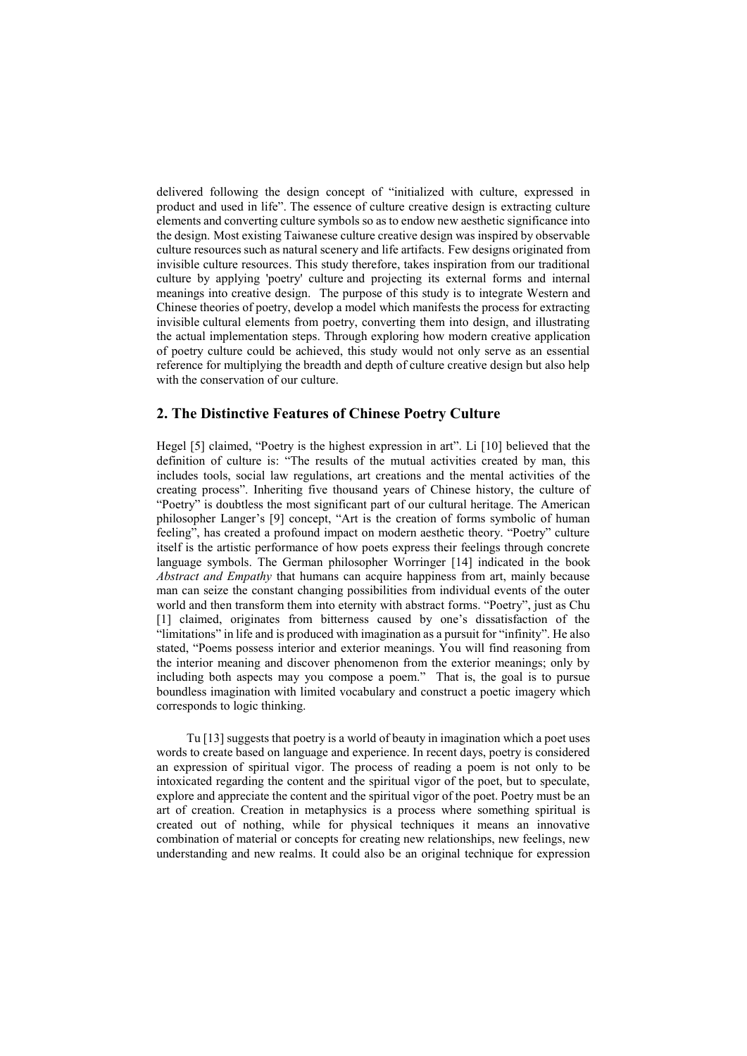delivered following the design concept of "initialized with culture, expressed in product and used in life". The essence of culture creative design is extracting culture elements and converting culture symbols so as to endow new aesthetic significance into the design. Most existing Taiwanese culture creative design was inspired by observable culture resources such as natural scenery and life artifacts. Few designs originated from invisible culture resources. This study therefore, takes inspiration from our traditional culture by applying 'poetry' culture and projecting its external forms and internal meanings into creative design. The purpose of this study is to integrate Western and Chinese theories of poetry, develop a model which manifests the process for extracting invisible cultural elements from poetry, converting them into design, and illustrating the actual implementation steps. Through exploring how modern creative application of poetry culture could be achieved, this study would not only serve as an essential reference for multiplying the breadth and depth of culture creative design but also help with the conservation of our culture.

## 2. The Distinctive Features of Chinese Poetry Culture

Hegel [5] claimed, "Poetry is the highest expression in art". Li [10] believed that the definition of culture is: "The results of the mutual activities created by man, this includes tools, social law regulations, art creations and the mental activities of the creating process". Inheriting five thousand years of Chinese history, the culture of "Poetry" is doubtless the most significant part of our cultural heritage. The American philosopher Langer's [9] concept, "Art is the creation of forms symbolic of human feeling", has created a profound impact on modern aesthetic theory. "Poetry" culture itself is the artistic performance of how poets express their feelings through concrete language symbols. The German philosopher Worringer [14] indicated in the book *Abstract and Empathy* that humans can acquire happiness from art, mainly because man can seize the constant changing possibilities from individual events of the outer world and then transform them into eternity with abstract forms. "Poetry", just as Chu [1] claimed, originates from bitterness caused by one's dissatisfaction of the "limitations" in life and is produced with imagination as a pursuit for "infinity". He also stated, "Poems possess interior and exterior meanings. You will find reasoning from the interior meaning and discover phenomenon from the exterior meanings; only by including both aspects may you compose a poem." That is, the goal is to pursue boundless imagination with limited vocabulary and construct a poetic imagery which corresponds to logic thinking.

Tu [13] suggests that poetry is a world of beauty in imagination which a poet uses words to create based on language and experience. In recent days, poetry is considered an expression of spiritual vigor. The process of reading a poem is not only to be intoxicated regarding the content and the spiritual vigor of the poet, but to speculate, explore and appreciate the content and the spiritual vigor of the poet. Poetry must be an art of creation. Creation in metaphysics is a process where something spiritual is created out of nothing, while for physical techniques it means an innovative combination of material or concepts for creating new relationships, new feelings, new understanding and new realms. It could also be an original technique for expression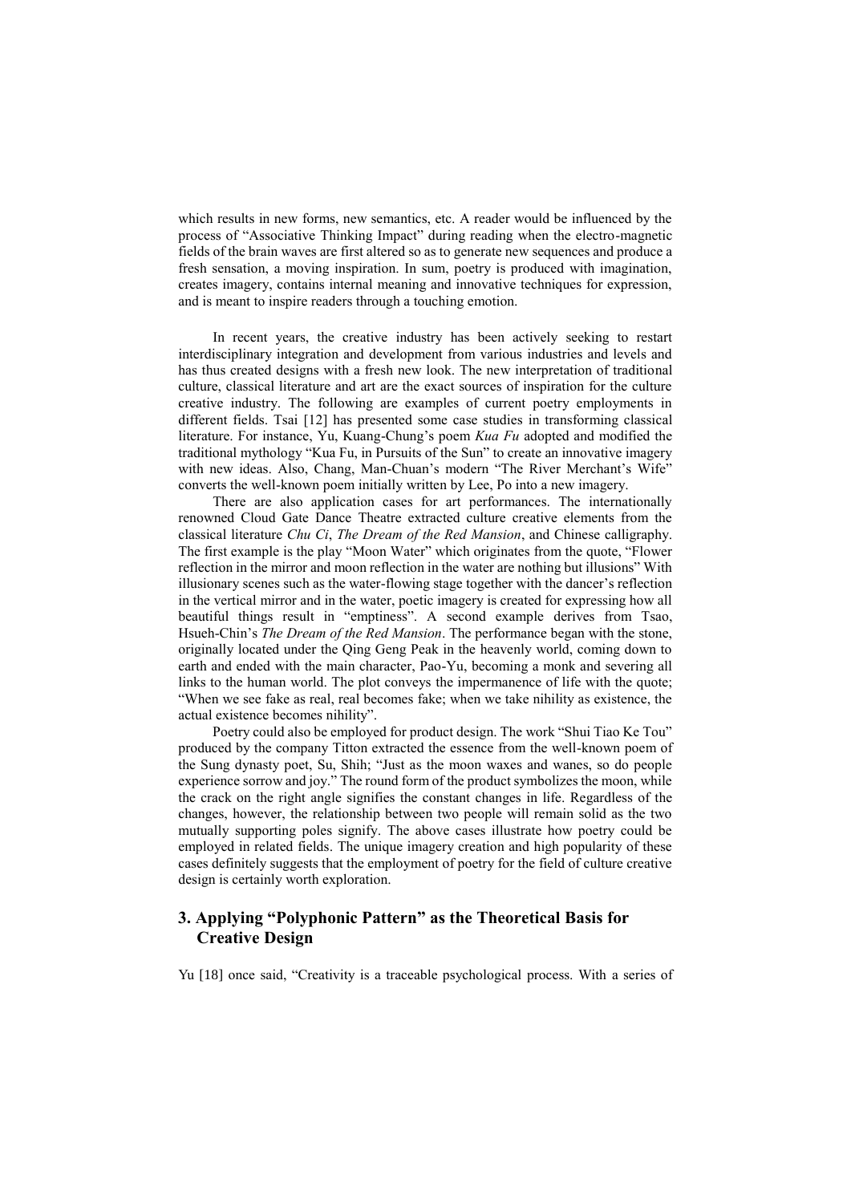which results in new forms, new semantics, etc. A reader would be influenced by the process of "Associative Thinking Impact" during reading when the electro-magnetic fields of the brain waves are first altered so as to generate new sequences and produce a fresh sensation, a moving inspiration. In sum, poetry is produced with imagination, creates imagery, contains internal meaning and innovative techniques for expression, and is meant to inspire readers through a touching emotion.

In recent years, the creative industry has been actively seeking to restart interdisciplinary integration and development from various industries and levels and has thus created designs with a fresh new look. The new interpretation of traditional culture, classical literature and art are the exact sources of inspiration for the culture creative industry. The following are examples of current poetry employments in different fields. Tsai [12] has presented some case studies in transforming classical literature. For instance, Yu, Kuang-Chung's poem *Kua Fu* adopted and modified the traditional mythology "Kua Fu, in Pursuits of the Sun" to create an innovative imagery with new ideas. Also, Chang, Man-Chuan's modern "The River Merchant's Wife" converts the well-known poem initially written by Lee, Po into a new imagery.

There are also application cases for art performances. The internationally renowned Cloud Gate Dance Theatre extracted culture creative elements from the classical literature *Chu Ci*, *The Dream of the Red Mansion*, and Chinese calligraphy. The first example is the play "Moon Water" which originates from the quote, "Flower reflection in the mirror and moon reflection in the water are nothing but illusions" With illusionary scenes such as the water-flowing stage together with the dancer's reflection in the vertical mirror and in the water, poetic imagery is created for expressing how all beautiful things result in "emptiness". A second example derives from Tsao, Hsueh-Chin's *The Dream of the Red Mansion*. The performance began with the stone, originally located under the Qing Geng Peak in the heavenly world, coming down to earth and ended with the main character, Pao-Yu, becoming a monk and severing all links to the human world. The plot conveys the impermanence of life with the quote; "When we see fake as real, real becomes fake; when we take nihility as existence, the actual existence becomes nihility".

Poetry could also be employed for product design. The work "Shui Tiao Ke Tou" produced by the company Titton extracted the essence from the well-known poem of the Sung dynasty poet, Su, Shih; "Just as the moon waxes and wanes, so do people experience sorrow and joy." The round form of the product symbolizes the moon, while the crack on the right angle signifies the constant changes in life. Regardless of the changes, however, the relationship between two people will remain solid as the two mutually supporting poles signify. The above cases illustrate how poetry could be employed in related fields. The unique imagery creation and high popularity of these cases definitely suggests that the employment of poetry for the field of culture creative design is certainly worth exploration.

## 3. Applying "Polyphonic Pattern" as the Theoretical Basis for Creative Design

Yu [18] once said, "Creativity is a traceable psychological process. With a series of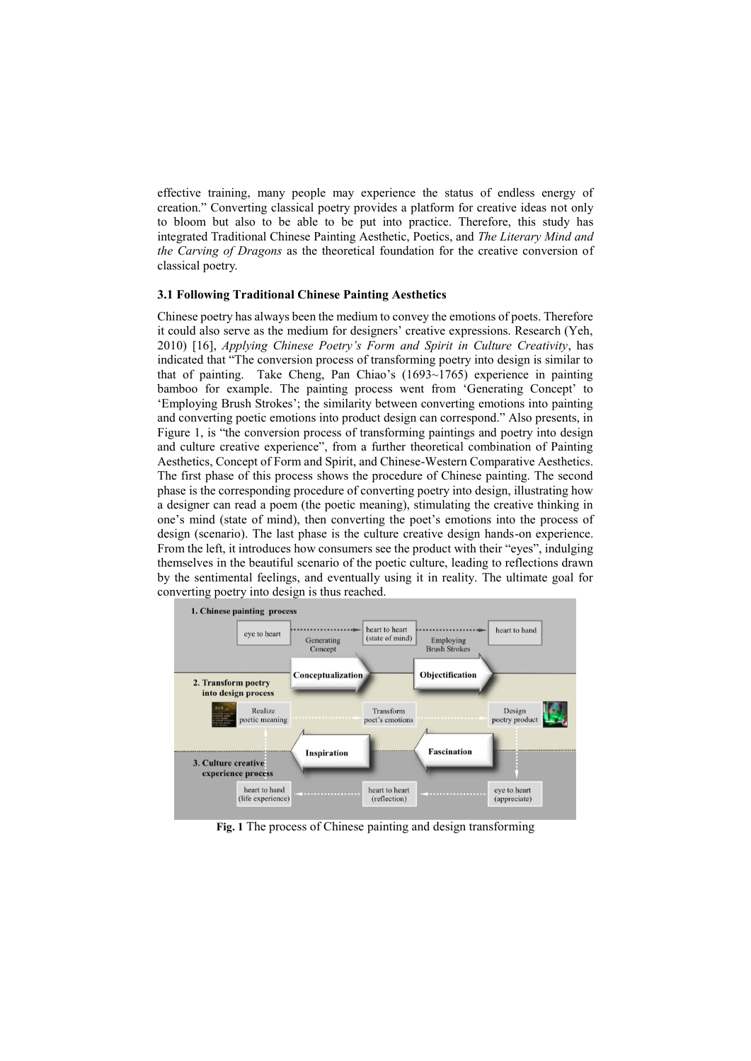effective training, many people may experience the status of endless energy of creation." Converting classical poetry provides a platform for creative ideas not only to bloom but also to be able to be put into practice. Therefore, this study has integrated Traditional Chinese Painting Aesthetic, Poetics, and *The Literary Mind and the Carving of Dragons* as the theoretical foundation for the creative conversion of classical poetry.

### 3.1 Following Traditional Chinese Painting Aesthetics

Chinese poetry has always been the medium to convey the emotions of poets. Therefore it could also serve as the medium for designers' creative expressions. Research (Yeh, 2010) [16], *Applying Chinese Poetry's Form and Spirit in Culture Creativity*, has indicated that "The conversion process of transforming poetry into design is similar to that of painting. Take Cheng, Pan Chiao's (1693~1765) experience in painting bamboo for example. The painting process went from 'Generating Concept' to 'Employing Brush Strokes'; the similarity between converting emotions into painting and converting poetic emotions into product design can correspond." Also presents, in Figure 1, is "the conversion process of transforming paintings and poetry into design and culture creative experience", from a further theoretical combination of Painting Aesthetics, Concept of Form and Spirit, and Chinese-Western Comparative Aesthetics. The first phase of this process shows the procedure of Chinese painting. The second phase is the corresponding procedure of converting poetry into design, illustrating how a designer can read a poem (the poetic meaning), stimulating the creative thinking in one's mind (state of mind), then converting the poet's emotions into the process of design (scenario). The last phase is the culture creative design hands-on experience. From the left, it introduces how consumers see the product with their "eyes", indulging themselves in the beautiful scenario of the poetic culture, leading to reflections drawn by the sentimental feelings, and eventually using it in reality. The ultimate goal for converting poetry into design is thus reached.

**Fig. 1** The process of Chinese painting and design transforming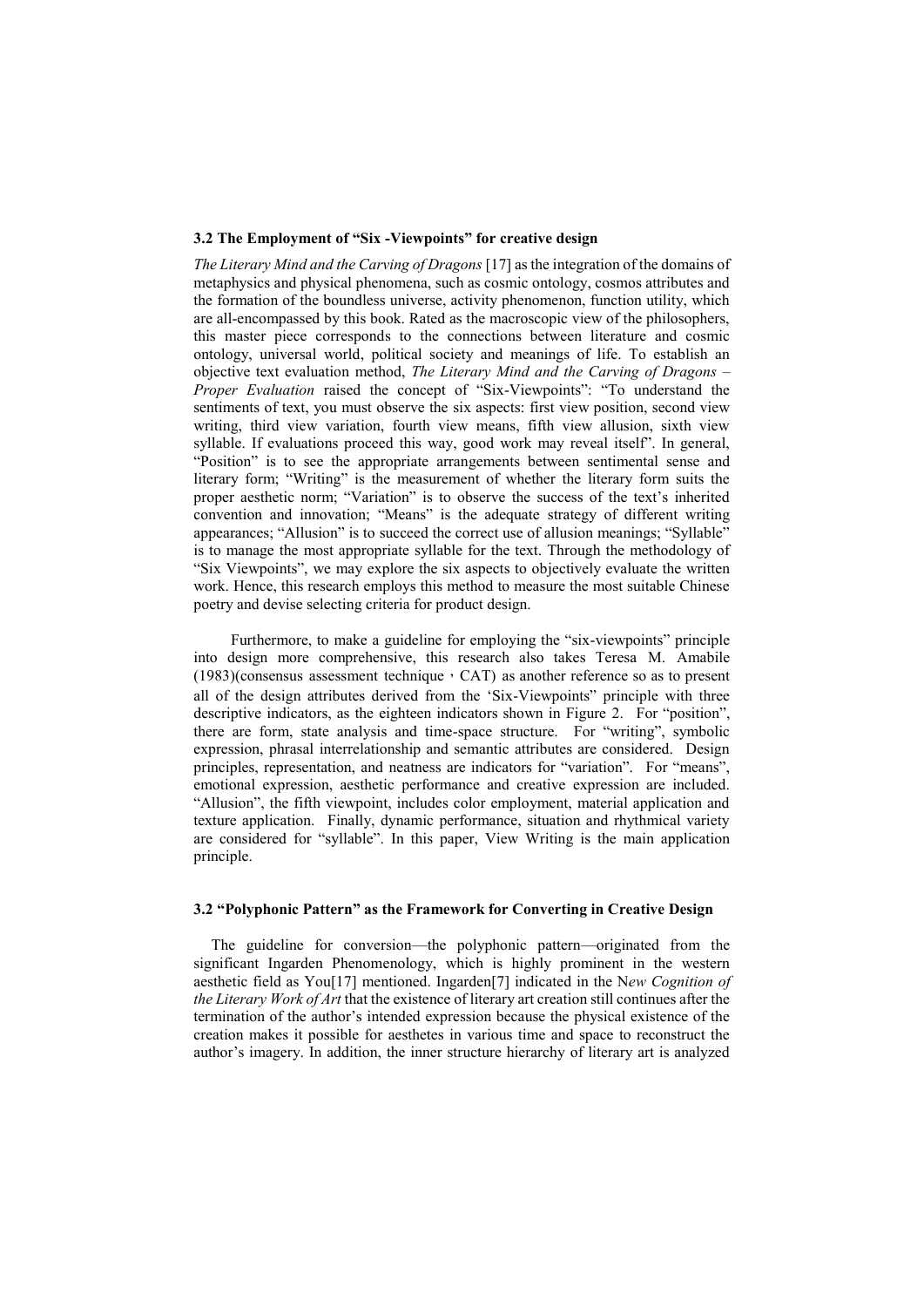### 3.2 The Employment of "Six -Viewpoints" for creative design

*The Literary Mind and the Carving of Dragons* [17] as the integration of the domains of metaphysics and physical phenomena, such as cosmic ontology, cosmos attributes and the formation of the boundless universe, activity phenomenon, function utility, which are all-encompassed by this book. Rated as the macroscopic view of the philosophers, this master piece corresponds to the connections between literature and cosmic ontology, universal world, political society and meanings of life. To establish an objective text evaluation method, *The Literary Mind and the Carving of Dragons – Proper Evaluation* raised the concept of "Six-Viewpoints": "To understand the sentiments of text, you must observe the six aspects: first view position, second view writing, third view variation, fourth view means, fifth view allusion, sixth view syllable. If evaluations proceed this way, good work may reveal itself". In general, "Position" is to see the appropriate arrangements between sentimental sense and literary form; "Writing" is the measurement of whether the literary form suits the proper aesthetic norm; "Variation" is to observe the success of the text's inherited convention and innovation; "Means" is the adequate strategy of different writing appearances; "Allusion" is to succeed the correct use of allusion meanings; "Syllable" is to manage the most appropriate syllable for the text. Through the methodology of "Six Viewpoints", we may explore the six aspects to objectively evaluate the written work. Hence, this research employs this method to measure the most suitable Chinese poetry and devise selecting criteria for product design.

Furthermore, to make a guideline for employing the "six-viewpoints" principle into design more comprehensive, this research also takes Teresa M. Amabile (1983)(consensus assessment technique，CAT) as another reference so as to present all of the design attributes derived from the 'Six-Viewpoints" principle with three descriptive indicators, as the eighteen indicators shown in Figure 2. For "position", there are form, state analysis and time-space structure. For "writing", symbolic expression, phrasal interrelationship and semantic attributes are considered. Design principles, representation, and neatness are indicators for "variation". For "means", emotional expression, aesthetic performance and creative expression are included. "Allusion", the fifth viewpoint, includes color employment, material application and texture application. Finally, dynamic performance, situation and rhythmical variety are considered for "syllable". In this paper, View Writing is the main application principle.

### 3.2 "Polyphonic Pattern" as the Framework for Converting in Creative Design

The guideline for conversion—the polyphonic pattern—originated from the significant Ingarden Phenomenology, which is highly prominent in the western aesthetic field as You[17] mentioned. Ingarden[7] indicated in the N*ew Cognition of the Literary Work of Art* that the existence of literary art creation still continues after the termination of the author's intended expression because the physical existence of the creation makes it possible for aesthetes in various time and space to reconstruct the author's imagery. In addition, the inner structure hierarchy of literary art is analyzed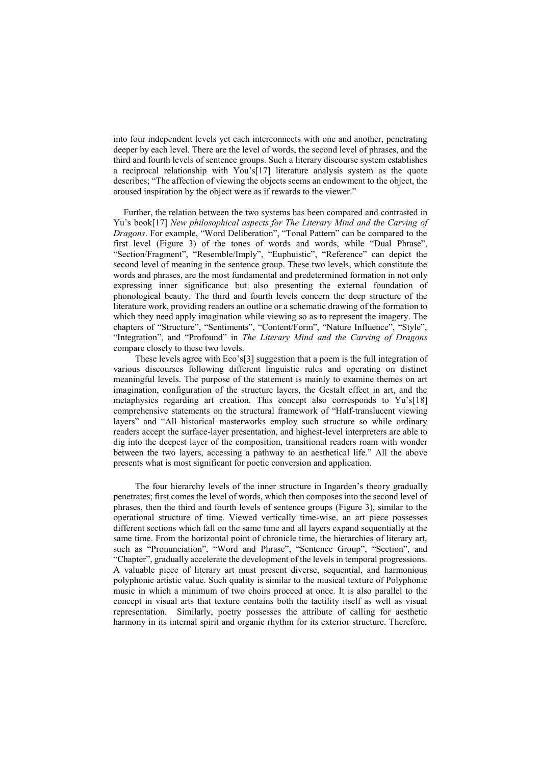into four independent levels yet each interconnects with one and another, penetrating deeper by each level. There are the level of words, the second level of phrases, and the third and fourth levels of sentence groups. Such a literary discourse system establishes a reciprocal relationship with You's[17] literature analysis system as the quote describes; "The affection of viewing the objects seems an endowment to the object, the aroused inspiration by the object were as if rewards to the viewer."

Further, the relation between the two systems has been compared and contrasted in Yu's book[17] *New philosophical aspects for The Literary Mind and the Carving of Dragons*. For example, "Word Deliberation", "Tonal Pattern" can be compared to the first level (Figure 3) of the tones of words and words, while "Dual Phrase", "Section/Fragment", "Resemble/Imply", "Euphuistic", "Reference" can depict the second level of meaning in the sentence group. These two levels, which constitute the words and phrases, are the most fundamental and predetermined formation in not only expressing inner significance but also presenting the external foundation of phonological beauty. The third and fourth levels concern the deep structure of the literature work, providing readers an outline or a schematic drawing of the formation to which they need apply imagination while viewing so as to represent the imagery. The chapters of "Structure", "Sentiments", "Content/Form", "Nature Influence", "Style", "Integration", and "Profound" in *The Literary Mind and the Carving of Dragons* compare closely to these two levels.

These levels agree with Eco's[3] suggestion that a poem is the full integration of various discourses following different linguistic rules and operating on distinct meaningful levels. The purpose of the statement is mainly to examine themes on art imagination, configuration of the structure layers, the Gestalt effect in art, and the metaphysics regarding art creation. This concept also corresponds to Yu's[18] comprehensive statements on the structural framework of "Half-translucent viewing layers" and "All historical masterworks employ such structure so while ordinary readers accept the surface-layer presentation, and highest-level interpreters are able to dig into the deepest layer of the composition, transitional readers roam with wonder between the two layers, accessing a pathway to an aesthetical life." All the above presents what is most significant for poetic conversion and application.

The four hierarchy levels of the inner structure in Ingarden's theory gradually penetrates; first comes the level of words, which then composes into the second level of phrases, then the third and fourth levels of sentence groups (Figure 3), similar to the operational structure of time. Viewed vertically time-wise, an art piece possesses different sections which fall on the same time and all layers expand sequentially at the same time. From the horizontal point of chronicle time, the hierarchies of literary art, such as "Pronunciation", "Word and Phrase", "Sentence Group", "Section", and "Chapter", gradually accelerate the development of the levels in temporal progressions. A valuable piece of literary art must present diverse, sequential, and harmonious polyphonic artistic value. Such quality is similar to the musical texture of Polyphonic music in which a minimum of two choirs proceed at once. It is also parallel to the concept in visual arts that texture contains both the tactility itself as well as visual representation. Similarly, poetry possesses the attribute of calling for aesthetic harmony in its internal spirit and organic rhythm for its exterior structure. Therefore,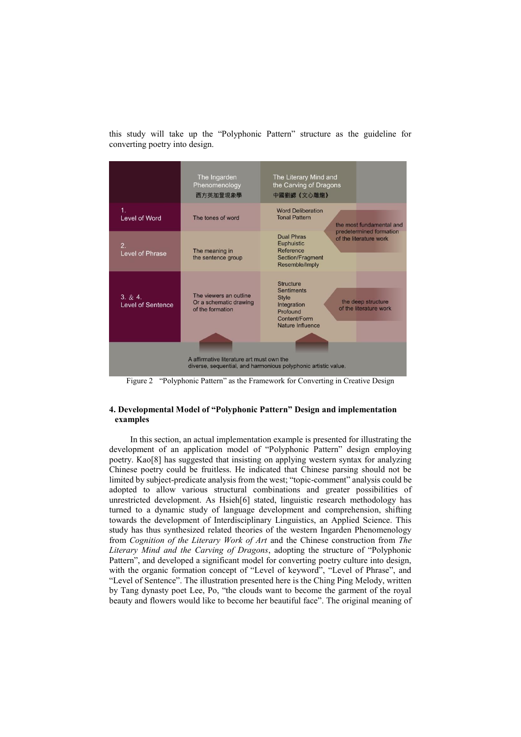this study will take up the "Polyphonic Pattern" structure as the guideline for converting poetry into design.

| | The Ingarden Phenomenology 西方英加登現象學 | The Literary Mind and the Carving of Dragons 中國劉勰《文心雕龍》 | |
|---|---|---|---|
| 1. Level of Word | The tones of word | Word Deliberation Tonal Pattern | the most fundamental and predetermined formation of the literature work |
| 2. Level of Phrase | The meaning in the sentence group | Dual Phras Euphuistic Reference Section/Fragment Resemble/Imply | |
| 3. & 4. Level of Sentence | The viewers an outline Or a schematic drawing of the formation | Structure Sentiments Style Integration Profound Content/Form Nature Influence | the deep structure of the literature work |
| A affirmative literature art must own the diverse, sequential, and harmonious polyphonic artistic value. | | | |

Figure 2 "Polyphonic Pattern" as the Framework for Converting in Creative Design

### 4. Developmental Model of "Polyphonic Pattern" Design and implementation examples

In this section, an actual implementation example is presented for illustrating the development of an application model of "Polyphonic Pattern" design employing poetry. Kao[8] has suggested that insisting on applying western syntax for analyzing Chinese poetry could be fruitless. He indicated that Chinese parsing should not be limited by subject-predicate analysis from the west; "topic-comment" analysis could be adopted to allow various structural combinations and greater possibilities of unrestricted development. As Hsieh[6] stated, linguistic research methodology has turned to a dynamic study of language development and comprehension, shifting towards the development of Interdisciplinary Linguistics, an Applied Science. This study has thus synthesized related theories of the western Ingarden Phenomenology from *Cognition of the Literary Work of Art* and the Chinese construction from *The Literary Mind and the Carving of Dragons*, adopting the structure of "Polyphonic Pattern", and developed a significant model for converting poetry culture into design, with the organic formation concept of "Level of keyword", "Level of Phrase", and "Level of Sentence". The illustration presented here is the Ching Ping Melody, written by Tang dynasty poet Lee, Po, "the clouds want to become the garment of the royal beauty and flowers would like to become her beautiful face". The original meaning of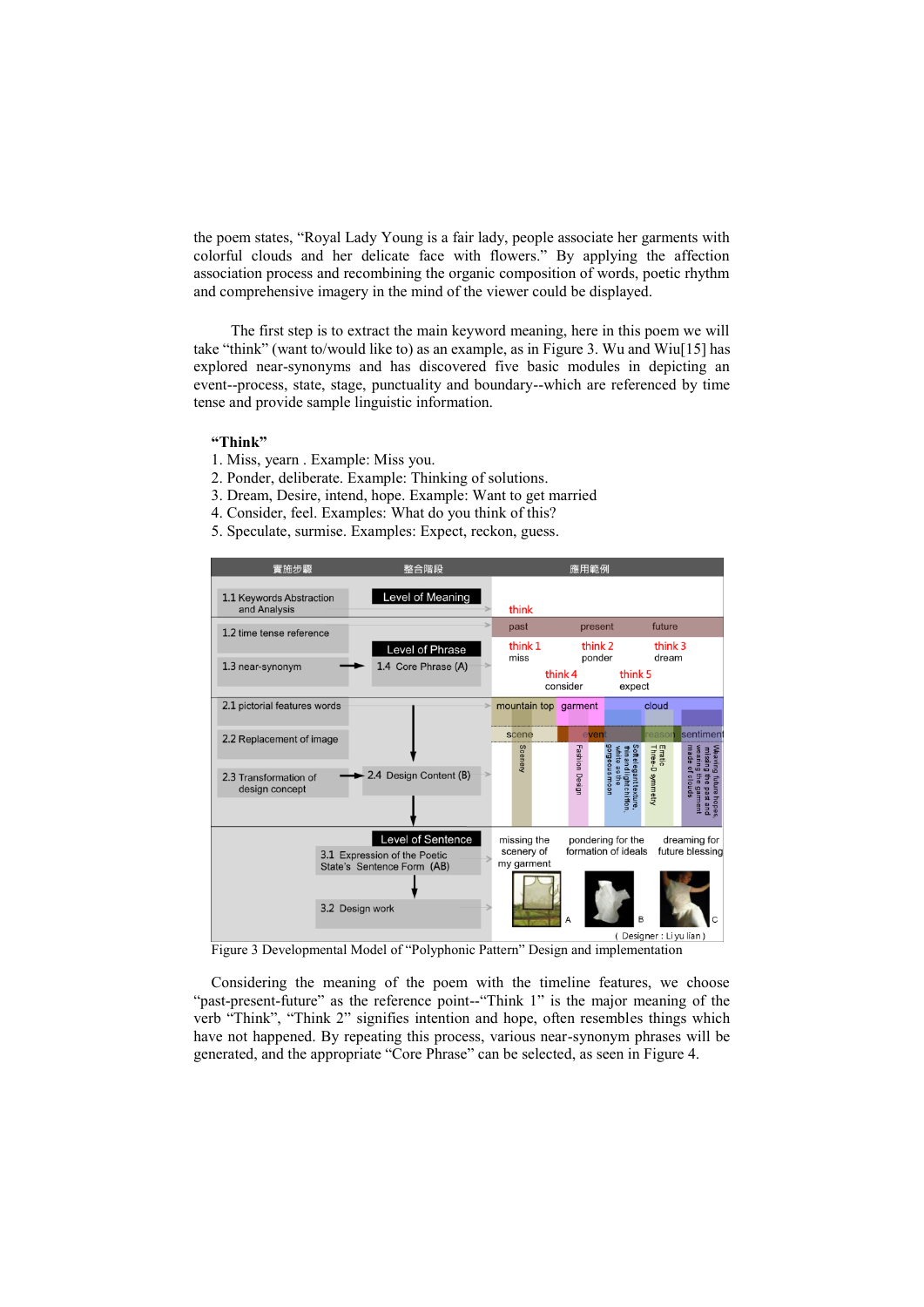the poem states, "Royal Lady Young is a fair lady, people associate her garments with colorful clouds and her delicate face with flowers." By applying the affection association process and recombining the organic composition of words, poetic rhythm and comprehensive imagery in the mind of the viewer could be displayed.

The first step is to extract the main keyword meaning, here in this poem we will take "think" (want to/would like to) as an example, as in Figure 3. Wu and Wiu[15] has explored near-synonyms and has discovered five basic modules in depicting an event--process, state, stage, punctuality and boundary--which are referenced by time tense and provide sample linguistic information.

**"Think"**

1. Miss, yearn . Example: Miss you.
2. Ponder, deliberate. Example: Thinking of solutions.
3. Dream, Desire, intend, hope. Example: Want to get married
4. Consider, feel. Examples: What do you think of this?
5. Speculate, surmise. Examples: Expect, reckon, guess.

Figure 3 Developmental Model of "Polyphonic Pattern" Design and implementation

Considering the meaning of the poem with the timeline features, we choose "past-present-future" as the reference point--"Think 1" is the major meaning of the verb "Think", "Think 2" signifies intention and hope, often resembles things which have not happened. By repeating this process, various near-synonym phrases will be generated, and the appropriate "Core Phrase" can be selected, as seen in Figure 4.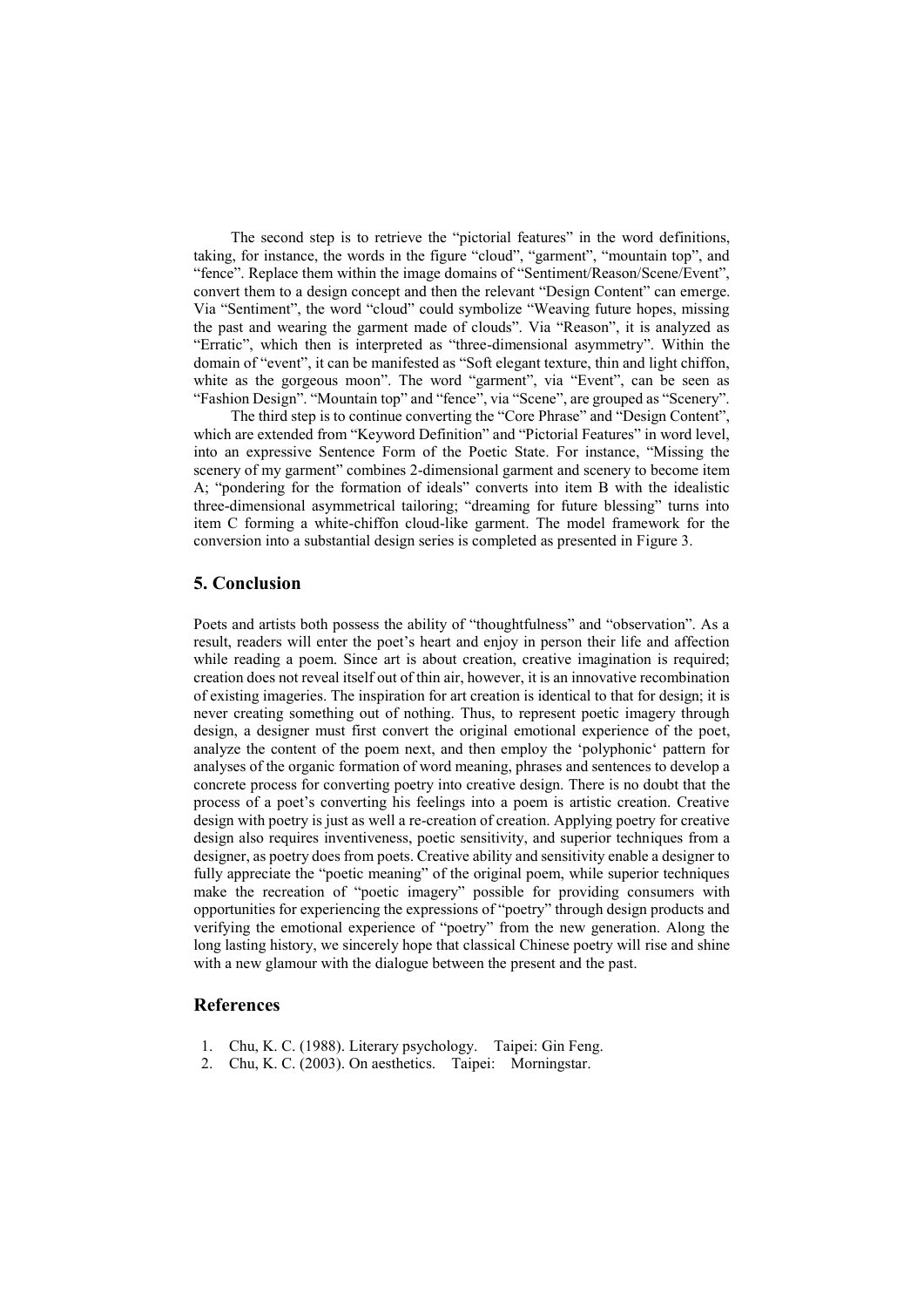The second step is to retrieve the "pictorial features" in the word definitions, taking, for instance, the words in the figure "cloud", "garment", "mountain top", and "fence". Replace them within the image domains of "Sentiment/Reason/Scene/Event", convert them to a design concept and then the relevant "Design Content" can emerge. Via "Sentiment", the word "cloud" could symbolize "Weaving future hopes, missing the past and wearing the garment made of clouds". Via "Reason", it is analyzed as "Erratic", which then is interpreted as "three-dimensional asymmetry". Within the domain of "event", it can be manifested as "Soft elegant texture, thin and light chiffon, white as the gorgeous moon". The word "garment", via "Event", can be seen as "Fashion Design". "Mountain top" and "fence", via "Scene", are grouped as "Scenery".

The third step is to continue converting the "Core Phrase" and "Design Content", which are extended from "Keyword Definition" and "Pictorial Features" in word level, into an expressive Sentence Form of the Poetic State. For instance, "Missing the scenery of my garment" combines 2-dimensional garment and scenery to become item A; "pondering for the formation of ideals" converts into item B with the idealistic three-dimensional asymmetrical tailoring; "dreaming for future blessing" turns into item C forming a white-chiffon cloud-like garment. The model framework for the conversion into a substantial design series is completed as presented in Figure 3.

## 5. Conclusion

Poets and artists both possess the ability of "thoughtfulness" and "observation". As a result, readers will enter the poet's heart and enjoy in person their life and affection while reading a poem. Since art is about creation, creative imagination is required; creation does not reveal itself out of thin air, however, it is an innovative recombination of existing imageries. The inspiration for art creation is identical to that for design; it is never creating something out of nothing. Thus, to represent poetic imagery through design, a designer must first convert the original emotional experience of the poet, analyze the content of the poem next, and then employ the 'polyphonic' pattern for analyses of the organic formation of word meaning, phrases and sentences to develop a concrete process for converting poetry into creative design. There is no doubt that the process of a poet's converting his feelings into a poem is artistic creation. Creative design with poetry is just as well a re-creation of creation. Applying poetry for creative design also requires inventiveness, poetic sensitivity, and superior techniques from a designer, as poetry does from poets. Creative ability and sensitivity enable a designer to fully appreciate the "poetic meaning" of the original poem, while superior techniques make the recreation of "poetic imagery" possible for providing consumers with opportunities for experiencing the expressions of "poetry" through design products and verifying the emotional experience of "poetry" from the new generation. Along the long lasting history, we sincerely hope that classical Chinese poetry will rise and shine with a new glamour with the dialogue between the present and the past.

## References

1. Chu, K. C. (1988). Literary psychology. Taipei: Gin Feng.
2. Chu, K. C. (2003). On aesthetics. Taipei: Morningstar.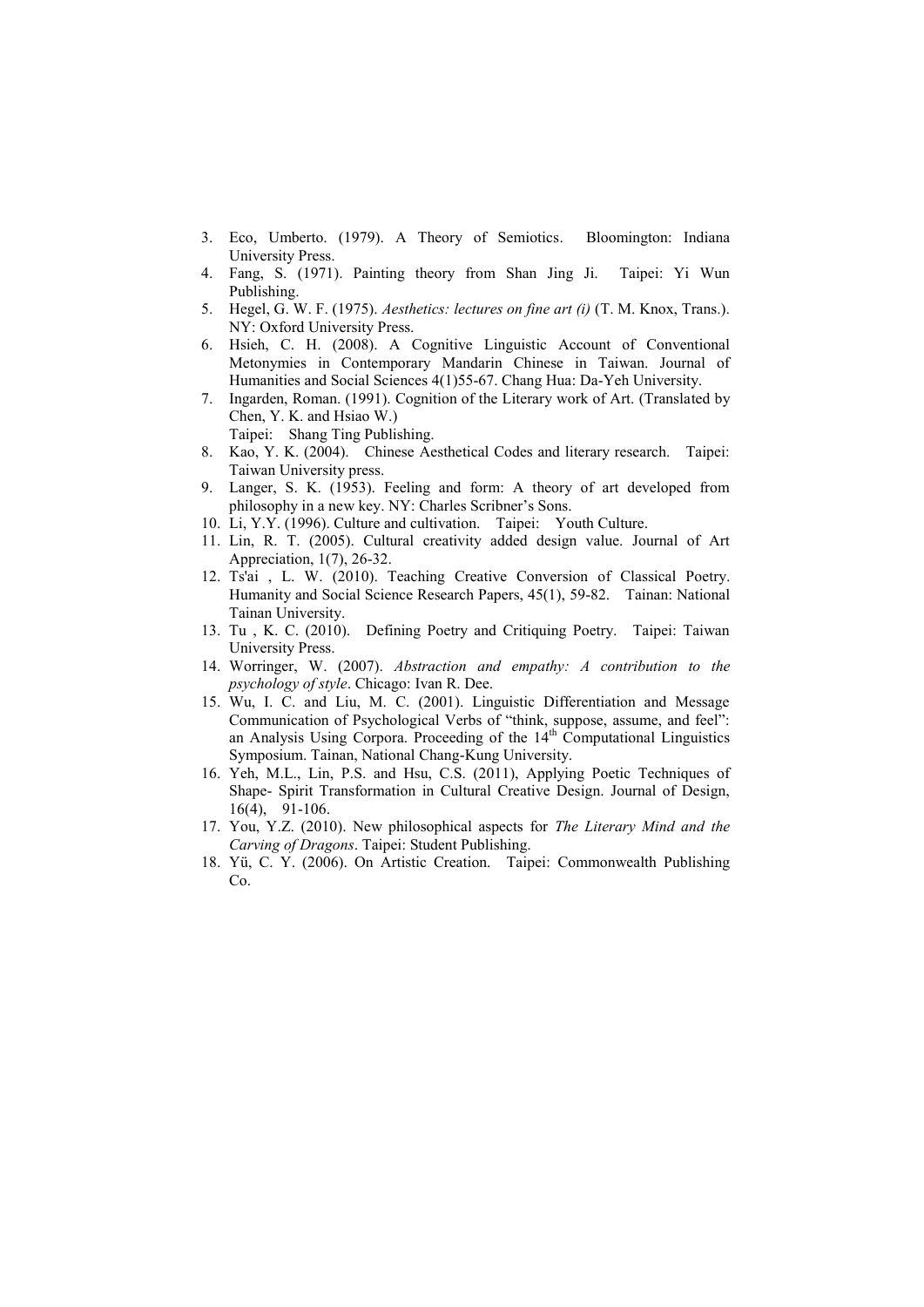3. Eco, Umberto. (1979). A Theory of Semiotics. Bloomington: Indiana University Press.
4. Fang, S. (1971). Painting theory from Shan Jing Ji. Taipei: Yi Wun Publishing.
5. Hegel, G. W. F. (1975). *Aesthetics: lectures on fine art (i)* (T. M. Knox, Trans.). NY: Oxford University Press.
6. Hsieh, C. H. (2008). A Cognitive Linguistic Account of Conventional Metonymies in Contemporary Mandarin Chinese in Taiwan. Journal of Humanities and Social Sciences 4(1)55-67. Chang Hua: Da-Yeh University.
7. Ingarden, Roman. (1991). Cognition of the Literary work of Art. (Translated by Chen, Y. K. and Hsiao W.) Taipei: Shang Ting Publishing.
8. Kao, Y. K. (2004). Chinese Aesthetical Codes and literary research. Taipei: Taiwan University press.
9. Langer, S. K. (1953). Feeling and form: A theory of art developed from philosophy in a new key. NY: Charles Scribner's Sons.
10. Li, Y.Y. (1996). Culture and cultivation. Taipei: Youth Culture.
11. Lin, R. T. (2005). Cultural creativity added design value. Journal of Art Appreciation, 1(7), 26-32.
12. Ts'ai , L. W. (2010). Teaching Creative Conversion of Classical Poetry. Humanity and Social Science Research Papers, 45(1), 59-82. Tainan: National Tainan University.
13. Tu , K. C. (2010). Defining Poetry and Critiquing Poetry. Taipei: Taiwan University Press.
14. Worringer, W. (2007). *Abstraction and empathy: A contribution to the psychology of style*. Chicago: Ivan R. Dee.
15. Wu, I. C. and Liu, M. C. (2001). Linguistic Differentiation and Message Communication of Psychological Verbs of "think, suppose, assume, and feel": an Analysis Using Corpora. Proceeding of the 14th Computational Linguistics Symposium. Tainan, National Chang-Kung University.
16. Yeh, M.L., Lin, P.S. and Hsu, C.S. (2011), Applying Poetic Techniques of Shape- Spirit Transformation in Cultural Creative Design. Journal of Design, 16(4), 91-106.
17. You, Y.Z. (2010). New philosophical aspects for *The Literary Mind and the Carving of Dragons*. Taipei: Student Publishing.
18. Yü, C. Y. (2006). On Artistic Creation. Taipei: Commonwealth Publishing Co.